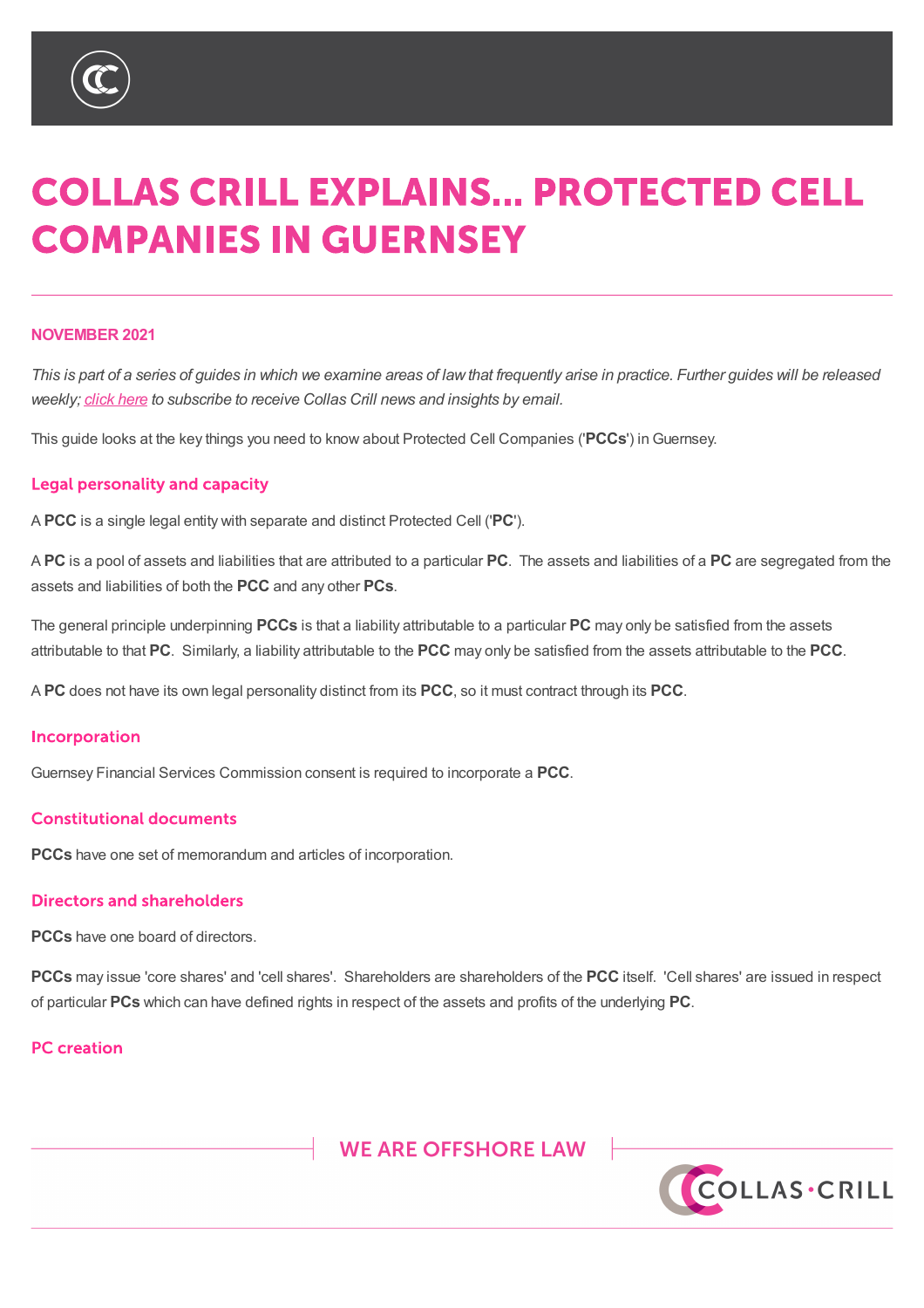# COLLAS CRILL EXPLAINS... PROTECTED CELL COMPANIES IN GUERNSEY

**NOVEMBER 2021**

*This is part of a series of guides in which we examine areas of law that frequently arise in practice. Further guides will be released weekly; click here to subscribe to receive Collas Crill news and insights by email.*

This guide looks at the key things you need to know about Protected Cell Companies ('**PCCs**') in Guernsey.

## Legal personality and capacity

A **PCC** is a single legal entity with separate and distinct Protected Cell ('**PC**').

A **PC** is a pool of assets and liabilities that are attributed to a particular **PC**. The assets and liabilities of a **PC** are segregated from the assets and liabilities of both the **PCC** and any other **PCs**.

The general principle underpinning **PCCs** is that a liability attributable to a particular **PC** may only be satisfied from the assets attributable to that **PC**. Similarly, a liability attributable to the **PCC** may only be satisfied from the assets attributable to the **PCC**.

A **PC** does not have its own legal personality distinct from its **PCC**, so it must contract through its **PCC**.

## Incorporation

Guernsey Financial Services Commission consent is required to incorporate a **PCC**.

## Constitutional documents

**PCCs** have one set of memorandum and articles of incorporation.

## Directors and shareholders

**PCCs** have one board of directors.

**PCCs** may issue 'core shares' and 'cell shares'. Shareholders are shareholders of the **PCC** itself. 'Cell shares' are issued in respect of particular **PCs** which can have defined rights in respect of the assets and profits of the underlying **PC**.

## PC creation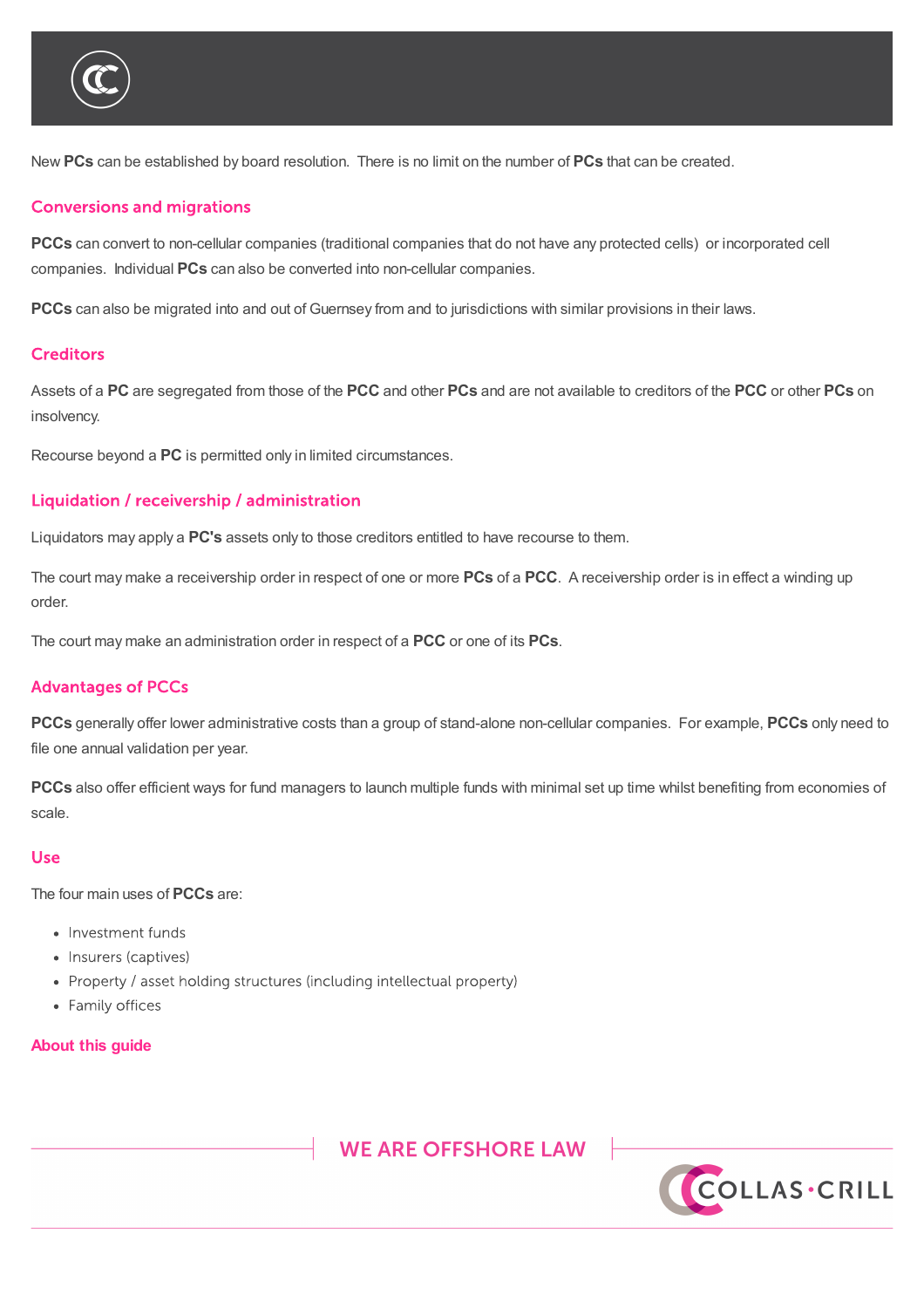New **PCs** can be established by board resolution. There is no limit on the number of **PCs** that can be created.

## Conversions and migrations

**PCCs** can convert to non-cellular companies (traditional companies that do not have any protected cells) or incorporated cell companies. Individual **PCs** can also be converted into non-cellular companies.

**PCCs** can also be migrated into and out of Guernsey from and to jurisdictions with similar provisions in their laws.

## Creditors

Assets of a **PC** are segregated from those of the **PCC** and other **PCs** and are not available to creditors of the **PCC** or other **PCs** on insolvency.

Recourse beyond a **PC** is permitted only in limited circumstances.

## Liquidation / receivership / administration

Liquidators may apply a **PC's** assets only to those creditors entitled to have recourse to them.

The court may make a receivership order in respect of one or more **PCs** of a **PCC**. A receivership order is in effect a winding up order.

The court may make an administration order in respect of a **PCC** or one of its **PCs**.

## Advantages of PCCs

**PCCs** generally offer lower administrative costs than a group of stand-alone non-cellular companies. For example, **PCCs** only need to file one annual validation per year.

**PCCs** also offer efficient ways for fund managers to launch multiple funds with minimal set up time whilst benefiting from economies of scale.

## Use

The four main uses of **PCCs** are:

- Investment funds
- Insurers (captives)
- Property / asset holding structures (including intellectual property)
- Family offices

## About this guide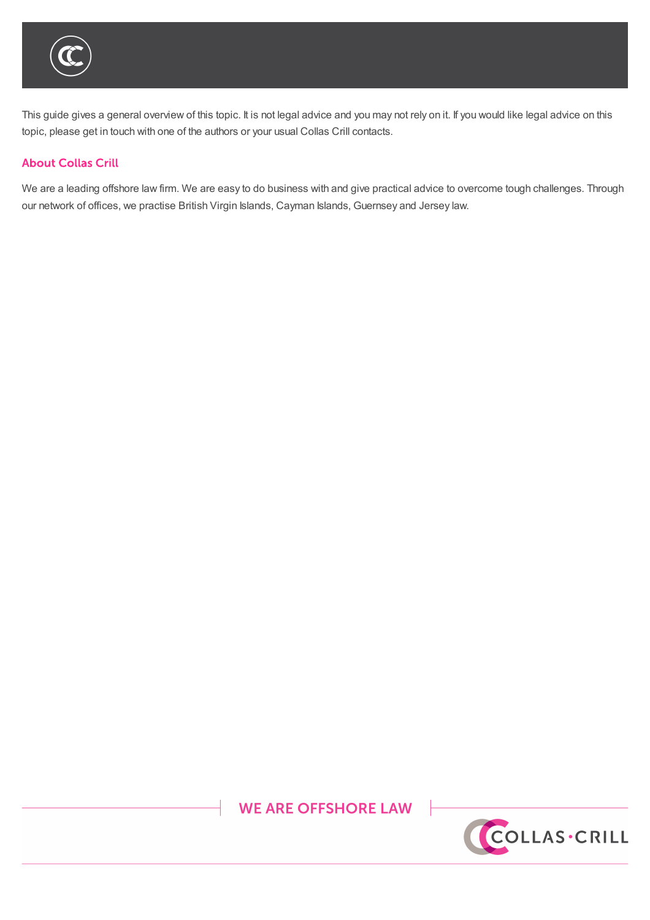This guide gives a general overview of this topic. It is not legal advice and you may not rely on it. If you would like legal advice on this topic, please get in touch with one of the authors or your usual Collas Crill contacts.

## About Collas Crill

We are a leading offshore law firm. We are easy to do business with and give practical advice to overcome tough challenges. Through our network of offices, we practise British Virgin Islands, Cayman Islands, Guernsey and Jersey law.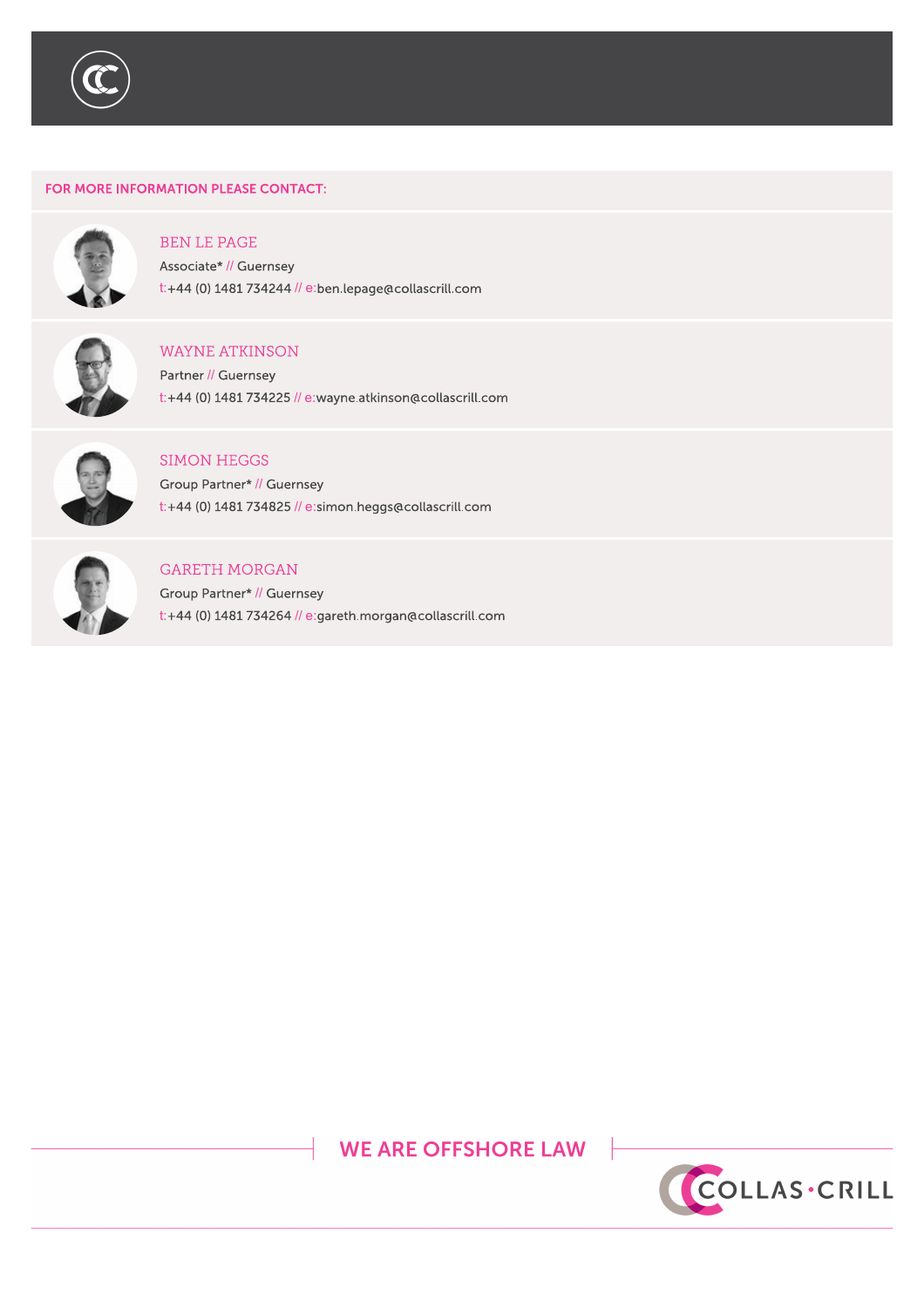FOR MORE INFORMATION PLEASE CONTACT:

BEN LE PAGE
Associate* // Guernsey
t:+44 (0) 1481 734244 // e:ben.lepage@collascrill.com

WAYNE ATKINSON
Partner // Guernsey
t:+44 (0) 1481 734225 // e:wayne.atkinson@collascrill.com

SIMON HEGGS
Group Partner* // Guernsey
t:+44 (0) 1481 734825 // e:simon.heggs@collascrill.com

GARETH MORGAN
Group Partner* // Guernsey
t:+44 (0) 1481 734264 // e:gareth.morgan@collascrill.com

WE ARE OFFSHORE LAW

COLLAS·CRILL